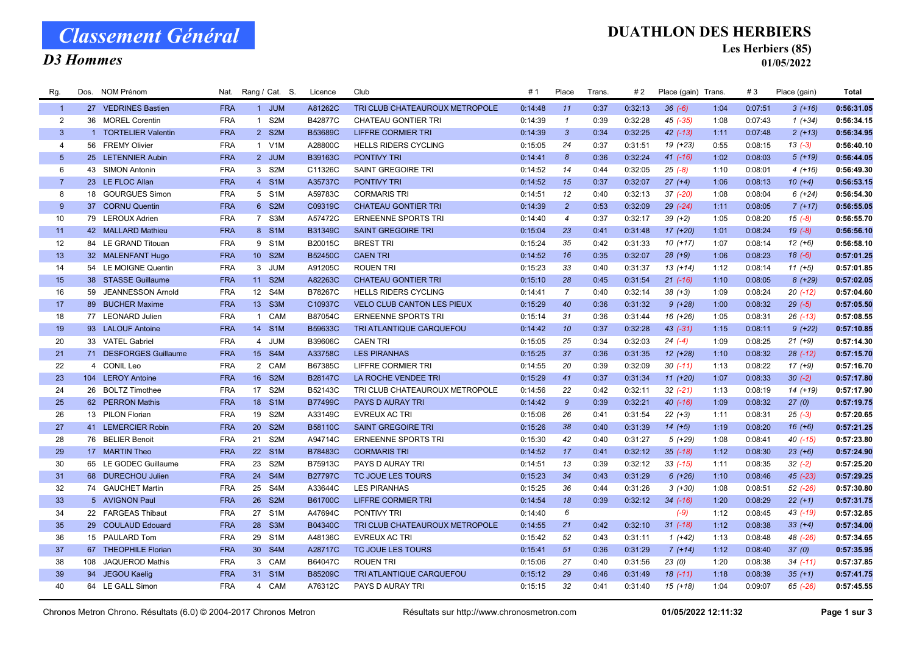# Classement Général

## D3 Hommes

## DUATHLON DES HERBIERS

### Les Herbiers (85)

### 01/05/2022

| Rg. | Dos. | NOM Prénom | Nat. | Rang / Cat. | S. | Licence | Club | # 1 | Place | Trans. | # 2 | Place (gain) | Trans. | # 3 | Place (gain) | Total |
|---|---|---|---|---|---|---|---|---|---|---|---|---|---|---|---|---|
| 1 | 27 | VEDRINES Bastien | FRA | 1 JUM | | A81262C | TRI CLUB CHATEAUROUX METROPOLE | 0:14:48 | 11 | 0:37 | 0:32:13 | 36 (-6) | 1:04 | 0:07:51 | 3 (+16) | 0:56:31.05 |
| 2 | 36 | MOREL Corentin | FRA | 1 S2M | | B42877C | CHATEAU GONTIER TRI | 0:14:39 | 1 | 0:39 | 0:32:28 | 45 (-35) | 1:08 | 0:07:43 | 1 (+34) | 0:56:34.15 |
| 3 | 1 | TORTELIER Valentin | FRA | 2 S2M | | B53689C | LIFFRE CORMIER TRI | 0:14:39 | 3 | 0:34 | 0:32:25 | 42 (-13) | 1:11 | 0:07:48 | 2 (+13) | 0:56:34.95 |
| 4 | 56 | FREMY Olivier | FRA | 1 V1M | | A28800C | HELLS RIDERS CYCLING | 0:15:05 | 24 | 0:37 | 0:31:51 | 19 (+23) | 0:55 | 0:08:15 | 13 (-3) | 0:56:40.10 |
| 5 | 25 | LETENNIER Aubin | FRA | 2 JUM | | B39163C | PONTIVY TRI | 0:14:41 | 8 | 0:36 | 0:32:24 | 41 (-16) | 1:02 | 0:08:03 | 5 (+19) | 0:56:44.05 |
| 6 | 43 | SIMON Antonin | FRA | 3 S2M | | C11326C | SAINT GREGOIRE TRI | 0:14:52 | 14 | 0:44 | 0:32:05 | 25 (-8) | 1:10 | 0:08:01 | 4 (+16) | 0:56:49.30 |
| 7 | 23 | LE FLOC Allan | FRA | 4 S1M | | A35737C | PONTIVY TRI | 0:14:52 | 15 | 0:37 | 0:32:07 | 27 (+4) | 1:06 | 0:08:13 | 10 (+4) | 0:56:53.15 |
| 8 | 18 | GOURGUES Simon | FRA | 5 S1M | | A59783C | CORMARIS TRI | 0:14:51 | 12 | 0:40 | 0:32:13 | 37 (-20) | 1:08 | 0:08:04 | 6 (+24) | 0:56:54.30 |
| 9 | 37 | CORNU Quentin | FRA | 6 S2M | | C09319C | CHATEAU GONTIER TRI | 0:14:39 | 2 | 0:53 | 0:32:09 | 29 (-24) | 1:11 | 0:08:05 | 7 (+17) | 0:56:55.05 |
| 10 | 79 | LEROUX Adrien | FRA | 7 S3M | | A57472C | ERNEENNE SPORTS TRI | 0:14:40 | 4 | 0:37 | 0:32:17 | 39 (+2) | 1:05 | 0:08:20 | 15 (-8) | 0:56:55.70 |
| 11 | 42 | MALLARD Mathieu | FRA | 8 S1M | | B31349C | SAINT GREGOIRE TRI | 0:15:04 | 23 | 0:41 | 0:31:48 | 17 (+20) | 1:01 | 0:08:24 | 19 (-8) | 0:56:56.10 |
| 12 | 84 | LE GRAND Titouan | FRA | 9 S1M | | B20015C | BREST TRI | 0:15:24 | 35 | 0:42 | 0:31:33 | 10 (+17) | 1:07 | 0:08:14 | 12 (+6) | 0:56:58.10 |
| 13 | 32 | MALENFANT Hugo | FRA | 10 S2M | | B52450C | CAEN TRI | 0:14:52 | 16 | 0:35 | 0:32:07 | 28 (+9) | 1:06 | 0:08:23 | 18 (-6) | 0:57:01.25 |
| 14 | 54 | LE MOIGNE Quentin | FRA | 3 JUM | | A91205C | ROUEN TRI | 0:15:23 | 33 | 0:40 | 0:31:37 | 13 (+14) | 1:12 | 0:08:14 | 11 (+5) | 0:57:01.85 |
| 15 | 38 | STASSE Guillaume | FRA | 11 S2M | | A82263C | CHATEAU GONTIER TRI | 0:15:10 | 28 | 0:45 | 0:31:54 | 21 (-16) | 1:10 | 0:08:05 | 8 (+29) | 0:57:02.05 |
| 16 | 59 | JEANNESSON Arnold | FRA | 12 S4M | | B78267C | HELLS RIDERS CYCLING | 0:14:41 | 7 | 0:40 | 0:32:14 | 38 (+3) | 1:09 | 0:08:24 | 20 (-12) | 0:57:04.60 |
| 17 | 89 | BUCHER Maxime | FRA | 13 S3M | | C10937C | VELO CLUB CANTON LES PIEUX | 0:15:29 | 40 | 0:36 | 0:31:32 | 9 (+28) | 1:00 | 0:08:32 | 29 (-5) | 0:57:05.50 |
| 18 | 77 | LEONARD Julien | FRA | 1 CAM | | B87054C | ERNEENNE SPORTS TRI | 0:15:14 | 31 | 0:36 | 0:31:44 | 16 (+26) | 1:05 | 0:08:31 | 26 (-13) | 0:57:08.55 |
| 19 | 93 | LALOUF Antoine | FRA | 14 S1M | | B59633C | TRI ATLANTIQUE CARQUEFOU | 0:14:42 | 10 | 0:37 | 0:32:28 | 43 (-31) | 1:15 | 0:08:11 | 9 (+22) | 0:57:10.85 |
| 20 | 33 | VATEL Gabriel | FRA | 4 JUM | | B39606C | CAEN TRI | 0:15:05 | 25 | 0:34 | 0:32:03 | 24 (-4) | 1:09 | 0:08:25 | 21 (+9) | 0:57:14.30 |
| 21 | 71 | DESFORGES Guillaume | FRA | 15 S4M | | A33758C | LES PIRANHAS | 0:15:25 | 37 | 0:36 | 0:31:35 | 12 (+28) | 1:10 | 0:08:32 | 28 (-12) | 0:57:15.70 |
| 22 | 4 | CONIL Leo | FRA | 2 CAM | | B67385C | LIFFRE CORMIER TRI | 0:14:55 | 20 | 0:39 | 0:32:09 | 30 (-11) | 1:13 | 0:08:22 | 17 (+9) | 0:57:16.70 |
| 23 | 104 | LEROY Antoine | FRA | 16 S2M | | B28147C | LA ROCHE VENDEE TRI | 0:15:29 | 41 | 0:37 | 0:31:34 | 11 (+20) | 1:07 | 0:08:33 | 30 (-2) | 0:57:17.80 |
| 24 | 26 | BOLTZ Timothee | FRA | 17 S2M | | B52143C | TRI CLUB CHATEAUROUX METROPOLE | 0:14:56 | 22 | 0:42 | 0:32:11 | 32 (-21) | 1:13 | 0:08:19 | 14 (+19) | 0:57:17.90 |
| 25 | 62 | PERRON Mathis | FRA | 18 S1M | | B77499C | PAYS D AURAY TRI | 0:14:42 | 9 | 0:39 | 0:32:21 | 40 (-16) | 1:09 | 0:08:32 | 27 (0) | 0:57:19.75 |
| 26 | 13 | PILON Florian | FRA | 19 S2M | | A33149C | EVREUX AC TRI | 0:15:06 | 26 | 0:41 | 0:31:54 | 22 (+3) | 1:11 | 0:08:31 | 25 (-3) | 0:57:20.65 |
| 27 | 41 | LEMERCIER Robin | FRA | 20 S2M | | B58110C | SAINT GREGOIRE TRI | 0:15:26 | 38 | 0:40 | 0:31:39 | 14 (+5) | 1:19 | 0:08:20 | 16 (+6) | 0:57:21.25 |
| 28 | 76 | BELIER Benoit | FRA | 21 S2M | | A94714C | ERNEENNE SPORTS TRI | 0:15:30 | 42 | 0:40 | 0:31:27 | 5 (+29) | 1:08 | 0:08:41 | 40 (-15) | 0:57:23.80 |
| 29 | 17 | MARTIN Theo | FRA | 22 S1M | | B78483C | CORMARIS TRI | 0:14:52 | 17 | 0:41 | 0:32:12 | 35 (-18) | 1:12 | 0:08:30 | 23 (+6) | 0:57:24.90 |
| 30 | 65 | LE GODEC Guillaume | FRA | 23 S2M | | B75913C | PAYS D AURAY TRI | 0:14:51 | 13 | 0:39 | 0:32:12 | 33 (-15) | 1:11 | 0:08:35 | 32 (-2) | 0:57:25.20 |
| 31 | 68 | DURECHOU Julien | FRA | 24 S4M | | B27797C | TC JOUE LES TOURS | 0:15:23 | 34 | 0:43 | 0:31:29 | 6 (+26) | 1:10 | 0:08:46 | 45 (-23) | 0:57:29.25 |
| 32 | 74 | GAUCHET Martin | FRA | 25 S4M | | A33644C | LES PIRANHAS | 0:15:25 | 36 | 0:44 | 0:31:26 | 3 (+30) | 1:08 | 0:08:51 | 52 (-26) | 0:57:30.80 |
| 33 | 5 | AVIGNON Paul | FRA | 26 S2M | | B61700C | LIFFRE CORMIER TRI | 0:14:54 | 18 | 0:39 | 0:32:12 | 34 (-16) | 1:20 | 0:08:29 | 22 (+1) | 0:57:31.75 |
| 34 | 22 | FARGEAS Thibaut | FRA | 27 S1M | | A47694C | PONTIVY TRI | 0:14:40 | 6 | | | (-9) | 1:12 | 0:08:45 | 43 (-19) | 0:57:32.85 |
| 35 | 29 | COULAUD Edouard | FRA | 28 S3M | | B04340C | TRI CLUB CHATEAUROUX METROPOLE | 0:14:55 | 21 | 0:42 | 0:32:10 | 31 (-18) | 1:12 | 0:08:38 | 33 (+4) | 0:57:34.00 |
| 36 | 15 | PAULARD Tom | FRA | 29 S1M | | A48136C | EVREUX AC TRI | 0:15:42 | 52 | 0:43 | 0:31:11 | 1 (+42) | 1:13 | 0:08:48 | 48 (-26) | 0:57:34.65 |
| 37 | 67 | THEOPHILE Florian | FRA | 30 S4M | | A28717C | TC JOUE LES TOURS | 0:15:41 | 51 | 0:36 | 0:31:29 | 7 (+14) | 1:12 | 0:08:40 | 37 (0) | 0:57:35.95 |
| 38 | 108 | JAQUEROD Mathis | FRA | 3 CAM | | B64047C | ROUEN TRI | 0:15:06 | 27 | 0:40 | 0:31:56 | 23 (0) | 1:20 | 0:08:38 | 34 (-11) | 0:57:37.85 |
| 39 | 94 | JEGOU Kaelig | FRA | 31 S1M | | B85209C | TRI ATLANTIQUE CARQUEFOU | 0:15:12 | 29 | 0:46 | 0:31:49 | 18 (-11) | 1:18 | 0:08:39 | 35 (+1) | 0:57:41.75 |
| 40 | 64 | LE GALL Simon | FRA | 4 CAM | | A76312C | PAYS D AURAY TRI | 0:15:15 | 32 | 0:41 | 0:31:40 | 15 (+18) | 1:04 | 0:09:07 | 65 (-26) | 0:57:45.55 |

Chronos Metron Chrono. Résultats (6.0) © 2004-2017 Chronos Metron — Résultats sur http://www.chronosmetron.com — 01/05/2022 12:11:32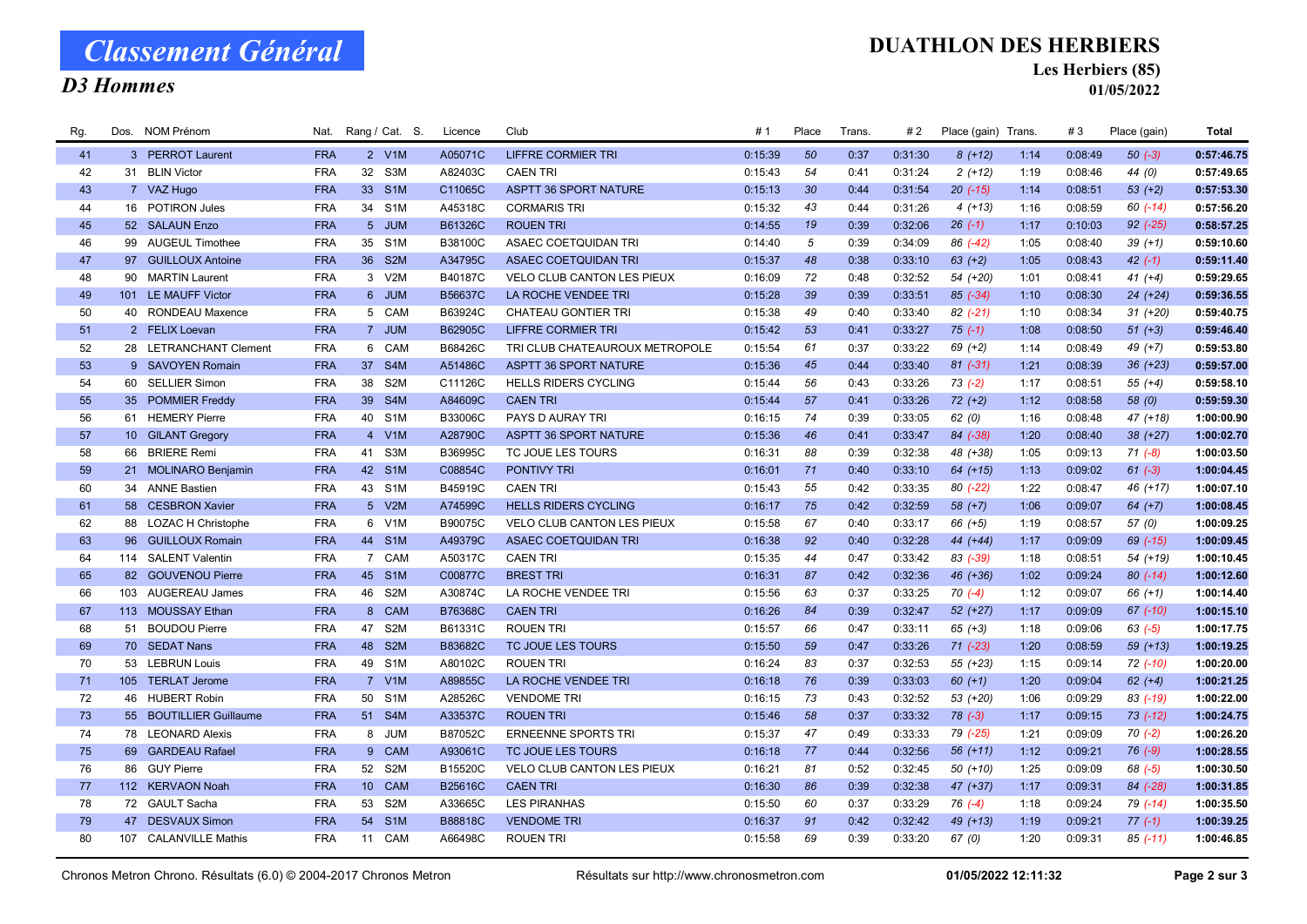# Classement Général

## D3 Hommes

## DUATHLON DES HERBIERS

### Les Herbiers (85)

### 01/05/2022

| Rg. | Dos. | NOM Prénom | Nat. | Rang / Cat. | S. | Licence | Club | # 1 | Place | Trans. | # 2 | Place (gain) | Trans. | # 3 | Place (gain) | Total |
|---|---|---|---|---|---|---|---|---|---|---|---|---|---|---|---|---|
| 41 | 3 | PERROT Laurent | FRA | 2 V1M | | A05071C | LIFFRE CORMIER TRI | 0:15:39 | 50 | 0:37 | 0:31:30 | 8 (+12) | 1:14 | 0:08:49 | 50 (-3) | 0:57:46.75 |
| 42 | 31 | BLIN Victor | FRA | 32 S3M | | A82403C | CAEN TRI | 0:15:43 | 54 | 0:41 | 0:31:24 | 2 (+12) | 1:19 | 0:08:46 | 44 (0) | 0:57:49.65 |
| 43 | 7 | VAZ Hugo | FRA | 33 S1M | | C11065C | ASPTT 36 SPORT NATURE | 0:15:13 | 30 | 0:44 | 0:31:54 | 20 (-15) | 1:14 | 0:08:51 | 53 (+2) | 0:57:53.30 |
| 44 | 16 | POTIRON Jules | FRA | 34 S1M | | A45318C | CORMARIS TRI | 0:15:32 | 43 | 0:44 | 0:31:26 | 4 (+13) | 1:16 | 0:08:59 | 60 (-14) | 0:57:56.20 |
| 45 | 52 | SALAUN Enzo | FRA | 5 JUM | | B61326C | ROUEN TRI | 0:14:55 | 19 | 0:39 | 0:32:06 | 26 (-1) | 1:17 | 0:10:03 | 92 (-25) | 0:58:57.25 |
| 46 | 99 | AUGEUL Timothee | FRA | 35 S1M | | B38100C | ASAEC COETQUIDAN TRI | 0:14:40 | 5 | 0:39 | 0:34:09 | 86 (-42) | 1:05 | 0:08:40 | 39 (+1) | 0:59:10.60 |
| 47 | 97 | GUILLOUX Antoine | FRA | 36 S2M | | A34795C | ASAEC COETQUIDAN TRI | 0:15:37 | 48 | 0:38 | 0:33:10 | 63 (+2) | 1:05 | 0:08:43 | 42 (-1) | 0:59:11.40 |
| 48 | 90 | MARTIN Laurent | FRA | 3 V2M | | B40187C | VELO CLUB CANTON LES PIEUX | 0:16:09 | 72 | 0:48 | 0:32:52 | 54 (+20) | 1:01 | 0:08:41 | 41 (+4) | 0:59:29.65 |
| 49 | 101 | LE MAUFF Victor | FRA | 6 JUM | | B56637C | LA ROCHE VENDEE TRI | 0:15:28 | 39 | 0:39 | 0:33:51 | 85 (-34) | 1:10 | 0:08:30 | 24 (+24) | 0:59:36.55 |
| 50 | 40 | RONDEAU Maxence | FRA | 5 CAM | | B63924C | CHATEAU GONTIER TRI | 0:15:38 | 49 | 0:40 | 0:33:40 | 82 (-21) | 1:10 | 0:08:34 | 31 (+20) | 0:59:40.75 |
| 51 | 2 | FELIX Loevan | FRA | 7 JUM | | B62905C | LIFFRE CORMIER TRI | 0:15:42 | 53 | 0:41 | 0:33:27 | 75 (-1) | 1:08 | 0:08:50 | 51 (+3) | 0:59:46.40 |
| 52 | 28 | LETRANCHANT Clement | FRA | 6 CAM | | B68426C | TRI CLUB CHATEAUROUX METROPOLE | 0:15:54 | 61 | 0:37 | 0:33:22 | 69 (+2) | 1:14 | 0:08:49 | 49 (+7) | 0:59:53.80 |
| 53 | 9 | SAVOYEN Romain | FRA | 37 S4M | | A51486C | ASPTT 36 SPORT NATURE | 0:15:36 | 45 | 0:44 | 0:33:40 | 81 (-31) | 1:21 | 0:08:39 | 36 (+23) | 0:59:57.00 |
| 54 | 60 | SELLIER Simon | FRA | 38 S2M | | C11126C | HELLS RIDERS CYCLING | 0:15:44 | 56 | 0:43 | 0:33:26 | 73 (-2) | 1:17 | 0:08:51 | 55 (+4) | 0:59:58.10 |
| 55 | 35 | POMMIER Freddy | FRA | 39 S4M | | A84609C | CAEN TRI | 0:15:44 | 57 | 0:41 | 0:33:26 | 72 (+2) | 1:12 | 0:08:58 | 58 (0) | 0:59:59.30 |
| 56 | 61 | HEMERY Pierre | FRA | 40 S1M | | B33006C | PAYS D AURAY TRI | 0:16:15 | 74 | 0:39 | 0:33:05 | 62 (0) | 1:16 | 0:08:48 | 47 (+18) | 1:00:00.90 |
| 57 | 10 | GILANT Gregory | FRA | 4 V1M | | A28790C | ASPTT 36 SPORT NATURE | 0:15:36 | 46 | 0:41 | 0:33:47 | 84 (-38) | 1:20 | 0:08:40 | 38 (+27) | 1:00:02.70 |
| 58 | 66 | BRIERE Remi | FRA | 41 S3M | | B36995C | TC JOUE LES TOURS | 0:16:31 | 88 | 0:39 | 0:32:38 | 48 (+38) | 1:05 | 0:09:13 | 71 (-8) | 1:00:03.50 |
| 59 | 21 | MOLINARO Benjamin | FRA | 42 S1M | | C08854C | PONTIVY TRI | 0:16:01 | 71 | 0:40 | 0:33:10 | 64 (+15) | 1:13 | 0:09:02 | 61 (-3) | 1:00:04.45 |
| 60 | 34 | ANNE Bastien | FRA | 43 S1M | | B45919C | CAEN TRI | 0:15:43 | 55 | 0:42 | 0:33:35 | 80 (-22) | 1:22 | 0:08:47 | 46 (+17) | 1:00:07.10 |
| 61 | 58 | CESBRON Xavier | FRA | 5 V2M | | A74599C | HELLS RIDERS CYCLING | 0:16:17 | 75 | 0:42 | 0:32:59 | 58 (+7) | 1:06 | 0:09:07 | 64 (+7) | 1:00:08.45 |
| 62 | 88 | LOZAC H Christophe | FRA | 6 V1M | | B90075C | VELO CLUB CANTON LES PIEUX | 0:15:58 | 67 | 0:40 | 0:33:17 | 66 (+5) | 1:19 | 0:08:57 | 57 (0) | 1:00:09.25 |
| 63 | 96 | GUILLOUX Romain | FRA | 44 S1M | | A49379C | ASAEC COETQUIDAN TRI | 0:16:38 | 92 | 0:40 | 0:32:28 | 44 (+44) | 1:17 | 0:09:09 | 69 (-15) | 1:00:09.45 |
| 64 | 114 | SALENT Valentin | FRA | 7 CAM | | A50317C | CAEN TRI | 0:15:35 | 44 | 0:47 | 0:33:42 | 83 (-39) | 1:18 | 0:08:51 | 54 (+19) | 1:00:10.45 |
| 65 | 82 | GOUVENOU Pierre | FRA | 45 S1M | | C00877C | BREST TRI | 0:16:31 | 87 | 0:42 | 0:32:36 | 46 (+36) | 1:02 | 0:09:24 | 80 (-14) | 1:00:12.60 |
| 66 | 103 | AUGEREAU James | FRA | 46 S2M | | A30874C | LA ROCHE VENDEE TRI | 0:15:56 | 63 | 0:37 | 0:33:25 | 70 (-4) | 1:12 | 0:09:07 | 66 (+1) | 1:00:14.40 |
| 67 | 113 | MOUSSAY Ethan | FRA | 8 CAM | | B76368C | CAEN TRI | 0:16:26 | 84 | 0:39 | 0:32:47 | 52 (+27) | 1:17 | 0:09:09 | 67 (-10) | 1:00:15.10 |
| 68 | 51 | BOUDOU Pierre | FRA | 47 S2M | | B61331C | ROUEN TRI | 0:15:57 | 66 | 0:47 | 0:33:11 | 65 (+3) | 1:18 | 0:09:06 | 63 (-5) | 1:00:17.75 |
| 69 | 70 | SEDAT Nans | FRA | 48 S2M | | B83682C | TC JOUE LES TOURS | 0:15:50 | 59 | 0:47 | 0:33:26 | 71 (-23) | 1:20 | 0:08:59 | 59 (+13) | 1:00:19.25 |
| 70 | 53 | LEBRUN Louis | FRA | 49 S1M | | A80102C | ROUEN TRI | 0:16:24 | 83 | 0:37 | 0:32:53 | 55 (+23) | 1:15 | 0:09:14 | 72 (-10) | 1:00:20.00 |
| 71 | 105 | TERLAT Jerome | FRA | 7 V1M | | A89855C | LA ROCHE VENDEE TRI | 0:16:18 | 76 | 0:39 | 0:33:03 | 60 (+1) | 1:20 | 0:09:04 | 62 (+4) | 1:00:21.25 |
| 72 | 46 | HUBERT Robin | FRA | 50 S1M | | A28526C | VENDOME TRI | 0:16:15 | 73 | 0:43 | 0:32:52 | 53 (+20) | 1:06 | 0:09:29 | 83 (-19) | 1:00:22.00 |
| 73 | 55 | BOUTILLIER Guillaume | FRA | 51 S4M | | A33537C | ROUEN TRI | 0:15:46 | 58 | 0:37 | 0:33:32 | 78 (-3) | 1:17 | 0:09:15 | 73 (-12) | 1:00:24.75 |
| 74 | 78 | LEONARD Alexis | FRA | 8 JUM | | B87052C | ERNEENNE SPORTS TRI | 0:15:37 | 47 | 0:49 | 0:33:33 | 79 (-25) | 1:21 | 0:09:09 | 70 (-2) | 1:00:26.20 |
| 75 | 69 | GARDEAU Rafael | FRA | 9 CAM | | A93061C | TC JOUE LES TOURS | 0:16:18 | 77 | 0:44 | 0:32:56 | 56 (+11) | 1:12 | 0:09:21 | 76 (-9) | 1:00:28.55 |
| 76 | 86 | GUY Pierre | FRA | 52 S2M | | B15520C | VELO CLUB CANTON LES PIEUX | 0:16:21 | 81 | 0:52 | 0:32:45 | 50 (+10) | 1:25 | 0:09:09 | 68 (-5) | 1:00:30.50 |
| 77 | 112 | KERVAON Noah | FRA | 10 CAM | | B25616C | CAEN TRI | 0:16:30 | 86 | 0:39 | 0:32:38 | 47 (+37) | 1:17 | 0:09:31 | 84 (-28) | 1:00:31.85 |
| 78 | 72 | GAULT Sacha | FRA | 53 S2M | | A33665C | LES PIRANHAS | 0:15:50 | 60 | 0:37 | 0:33:29 | 76 (-4) | 1:18 | 0:09:24 | 79 (-14) | 1:00:35.50 |
| 79 | 47 | DESVAUX Simon | FRA | 54 S1M | | B88818C | VENDOME TRI | 0:16:37 | 91 | 0:42 | 0:32:42 | 49 (+13) | 1:19 | 0:09:21 | 77 (-1) | 1:00:39.25 |
| 80 | 107 | CALANVILLE Mathis | FRA | 11 CAM | | A66498C | ROUEN TRI | 0:15:58 | 69 | 0:39 | 0:33:20 | 67 (0) | 1:20 | 0:09:31 | 85 (-11) | 1:00:46.85 |

Chronos Metron Chrono. Résultats (6.0) © 2004-2017 Chronos Metron — Résultats sur http://www.chronosmetron.com — 01/05/2022 12:11:32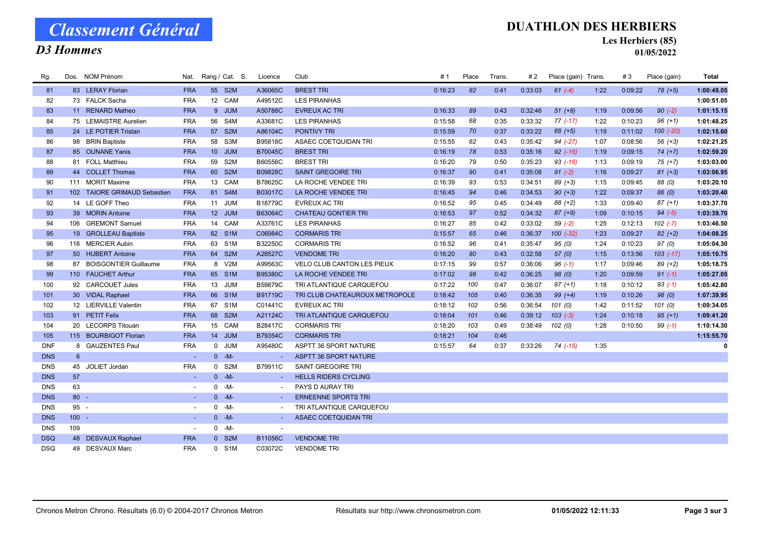# Classement Général

## D3 Hommes

**DUATHLON DES HERBIERS**

**Les Herbiers (85)**

**01/05/2022**

| Rg. | Dos. | NOM Prénom | Nat. | Rang / Cat. | S. | Licence | Club | # 1 | Place | Trans. | # 2 | Place (gain) | Trans. | # 3 | Place (gain) | Total |
|---|---|---|---|---|---|---|---|---|---|---|---|---|---|---|---|---|
| 81 | 83 | LERAY Florian | FRA | 55 S2M | | A36065C | BREST TRI | 0:16:23 | 82 | 0:41 | 0:33:03 | 61 (-4) | 1:22 | 0:09:22 | 78 (+5) | 1:00:49.05 |
| 82 | 73 | FALCK Sacha | FRA | 12 CAM | | A49512C | LES PIRANHAS | | | | | | | | | 1:00:51.05 |
| 83 | 11 | RENARD Matheo | FRA | 9 JUM | | A50788C | EVREUX AC TRI | 0:16:33 | 89 | 0:43 | 0:32:46 | 51 (+8) | 1:19 | 0:09:56 | 90 (-2) | 1:01:15.15 |
| 84 | 75 | LEMAISTRE Aurelien | FRA | 56 S4M | | A33681C | LES PIRANHAS | 0:15:58 | 68 | 0:35 | 0:33:32 | 77 (-17) | 1:22 | 0:10:23 | 96 (+1) | 1:01:48.25 |
| 85 | 24 | LE POTIER Tristan | FRA | 57 S2M | | A86104C | PONTIVY TRI | 0:15:59 | 70 | 0:37 | 0:33:22 | 68 (+5) | 1:19 | 0:11:02 | 100 (-20) | 1:02:15.60 |
| 86 | 98 | BRIN Baptiste | FRA | 58 S3M | | B95818C | ASAEC COETQUIDAN TRI | 0:15:55 | 62 | 0:43 | 0:35:42 | 94 (-27) | 1:07 | 0:08:56 | 56 (+3) | 1:02:21.25 |
| 87 | 85 | OUNANE Yanis | FRA | 10 JUM | | B70045C | BREST TRI | 0:16:19 | 78 | 0:53 | 0:35:16 | 92 (-16) | 1:19 | 0:09:15 | 74 (+7) | 1:02:59.20 |
| 88 | 81 | FOLL Matthieu | FRA | 59 S2M | | B60556C | BREST TRI | 0:16:20 | 79 | 0:50 | 0:35:23 | 93 (-16) | 1:13 | 0:09:19 | 75 (+7) | 1:03:03.00 |
| 89 | 44 | COLLET Thomas | FRA | 60 S2M | | B09828C | SAINT GREGOIRE TRI | 0:16:37 | 90 | 0:41 | 0:35:08 | 91 (-2) | 1:16 | 0:09:27 | 81 (+3) | 1:03:06.95 |
| 90 | 111 | MORIT Maxime | FRA | 13 CAM | | B78625C | LA ROCHE VENDEE TRI | 0:16:39 | 93 | 0:53 | 0:34:51 | 89 (+3) | 1:15 | 0:09:45 | 88 (0) | 1:03:20.10 |
| 91 | 102 | TAIORE GRIMAUD Sebastien | FRA | 61 S4M | | B03017C | LA ROCHE VENDEE TRI | 0:16:45 | 94 | 0:46 | 0:34:53 | 90 (+3) | 1:22 | 0:09:37 | 86 (0) | 1:03:20.40 |
| 92 | 14 | LE GOFF Theo | FRA | 11 JUM | | B18779C | EVREUX AC TRI | 0:16:52 | 95 | 0:45 | 0:34:49 | 88 (+2) | 1:33 | 0:09:40 | 87 (+1) | 1:03:37.70 |
| 93 | 39 | MORIN Antoine | FRA | 12 JUM | | B63064C | CHATEAU GONTIER TRI | 0:16:53 | 97 | 0:52 | 0:34:32 | 87 (+9) | 1:09 | 0:10:15 | 94 (-5) | 1:03:39.70 |
| 94 | 106 | GREMONT Samuel | FRA | 14 CAM | | A33761C | LES PIRANHAS | 0:16:27 | 85 | 0:42 | 0:33:02 | 59 (-2) | 1:25 | 0:12:13 | 102 (-7) | 1:03:46.50 |
| 95 | 19 | GROLLEAU Baptiste | FRA | 62 S1M | | C06984C | CORMARIS TRI | 0:15:57 | 65 | 0:46 | 0:36:37 | 100 (-32) | 1:23 | 0:09:27 | 82 (+2) | 1:04:08.25 |
| 96 | 116 | MERCIER Aubin | FRA | 63 S1M | | B32250C | CORMARIS TRI | 0:16:52 | 96 | 0:41 | 0:35:47 | 95 (0) | 1:24 | 0:10:23 | 97 (0) | 1:05:04.30 |
| 97 | 50 | HUBERT Antoine | FRA | 64 S2M | | A28527C | VENDOME TRI | 0:16:20 | 80 | 0:43 | 0:32:58 | 57 (0) | 1:15 | 0:13:56 | 103 (-17) | 1:05:10.75 |
| 98 | 87 | BOISGONTIER Guillaume | FRA | 8 V2M | | A99563C | VELO CLUB CANTON LES PIEUX | 0:17:15 | 99 | 0:57 | 0:36:06 | 96 (-1) | 1:17 | 0:09:46 | 89 (+2) | 1:05:18.75 |
| 99 | 110 | FAUCHET Arthur | FRA | 65 S1M | | B95380C | LA ROCHE VENDEE TRI | 0:17:02 | 98 | 0:42 | 0:36:25 | 98 (0) | 1:20 | 0:09:59 | 91 (-1) | 1:05:27.05 |
| 100 | 92 | CARCOUET Jules | FRA | 13 JUM | | B59879C | TRI ATLANTIQUE CARQUEFOU | 0:17:22 | 100 | 0:47 | 0:36:07 | 97 (+1) | 1:18 | 0:10:12 | 93 (-1) | 1:05:42.80 |
| 101 | 30 | VIDAL Raphael | FRA | 66 S1M | | B91719C | TRI CLUB CHATEAUROUX METROPOLE | 0:18:42 | 105 | 0:40 | 0:36:35 | 99 (+4) | 1:19 | 0:10:26 | 98 (0) | 1:07:39.95 |
| 102 | 12 | LIERVILLE Valentin | FRA | 67 S1M | | C01441C | EVREUX AC TRI | 0:18:12 | 102 | 0:56 | 0:36:54 | 101 (0) | 1:42 | 0:11:52 | 101 (0) | 1:09:34.05 |
| 103 | 91 | PETIT Felix | FRA | 68 S2M | | A21124C | TRI ATLANTIQUE CARQUEFOU | 0:18:04 | 101 | 0:46 | 0:39:12 | 103 (-3) | 1:24 | 0:10:18 | 95 (+1) | 1:09:41.20 |
| 104 | 20 | LECORPS Titouan | FRA | 15 CAM | | B28417C | CORMARIS TRI | 0:18:20 | 103 | 0:49 | 0:38:49 | 102 (0) | 1:28 | 0:10:50 | 99 (-1) | 1:10:14.30 |
| 105 | 115 | BOURBIGOT Florian | FRA | 14 JUM | | B79354C | CORMARIS TRI | 0:18:21 | 104 | 0:46 | | | | | | 1:15:55.70 |
| DNF | 8 | GAUZENTES Paul | FRA | 0 JUM | | A95480C | ASPTT 36 SPORT NATURE | 0:15:57 | 64 | 0:37 | 0:33:26 | 74 (-15) | 1:35 | | | 0 |
| DNS | 6 | | - | 0 -M- | | - | ASPTT 36 SPORT NATURE | | | | | | | | | |
| DNS | 45 | JOLIET Jordan | FRA | 0 S2M | | B79911C | SAINT GREGOIRE TRI | | | | | | | | | |
| DNS | 57 | | - | 0 -M- | | - | HELLS RIDERS CYCLING | | | | | | | | | |
| DNS | 63 | | - | 0 -M- | | - | PAYS D AURAY TRI | | | | | | | | | |
| DNS | 80 | - | - | 0 -M- | | - | ERNEENNE SPORTS TRI | | | | | | | | | |
| DNS | 95 | - | - | 0 -M- | | - | TRI ATLANTIQUE CARQUEFOU | | | | | | | | | |
| DNS | 100 | - | - | 0 -M- | | - | ASAEC COETQUIDAN TRI | | | | | | | | | |
| DNS | 109 | | - | 0 -M- | | - | | | | | | | | | | |
| DSQ | 48 | DESVAUX Raphael | FRA | 0 S2M | | B11056C | VENDOME TRI | | | | | | | | | |
| DSQ | 49 | DESVAUX Marc | FRA | 0 S1M | | C03072C | VENDOME TRI | | | | | | | | | |

Chronos Metron Chrono. Résultats (6.0) © 2004-2017 Chronos Metron — Résultats sur http://www.chronosmetron.com — 01/05/2022 12:11:33